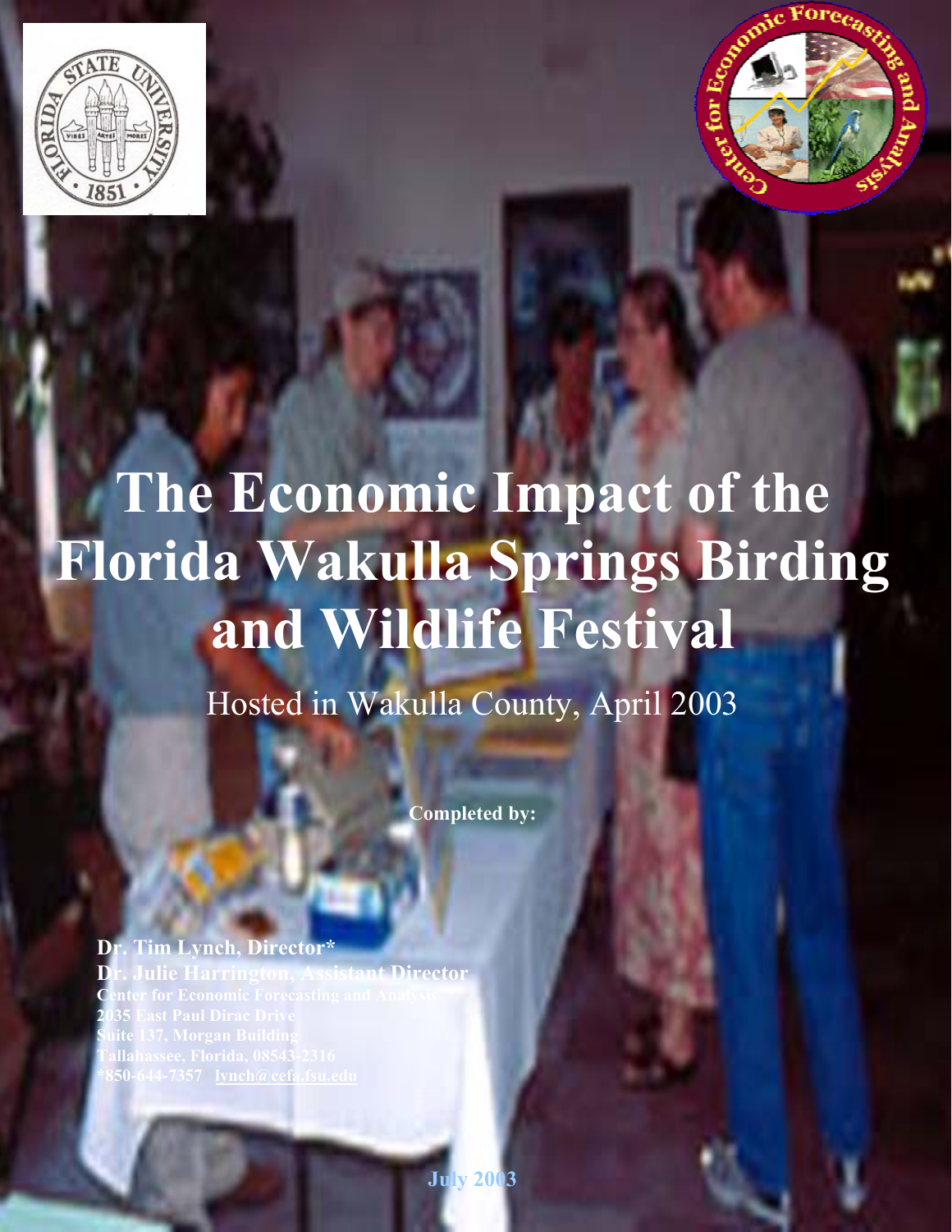# The Economic Impact of the Florida Wakulla Springs Birding and Wildlife Festival

Hosted in Wakulla County, April 2003

**Completed by:**

**Dr. Tim Lynch, Director***
**Dr. Julie Harrington, Assistant Director**
**Center for Economic Forecasting and Analysis**
**2035 East Paul Dirac Drive**
**Suite 137, Morgan Building**
**Tallahassee, Florida, 08543-2316**
***850-644-7357 lynch@cefa.fsu.edu**

**July 2003**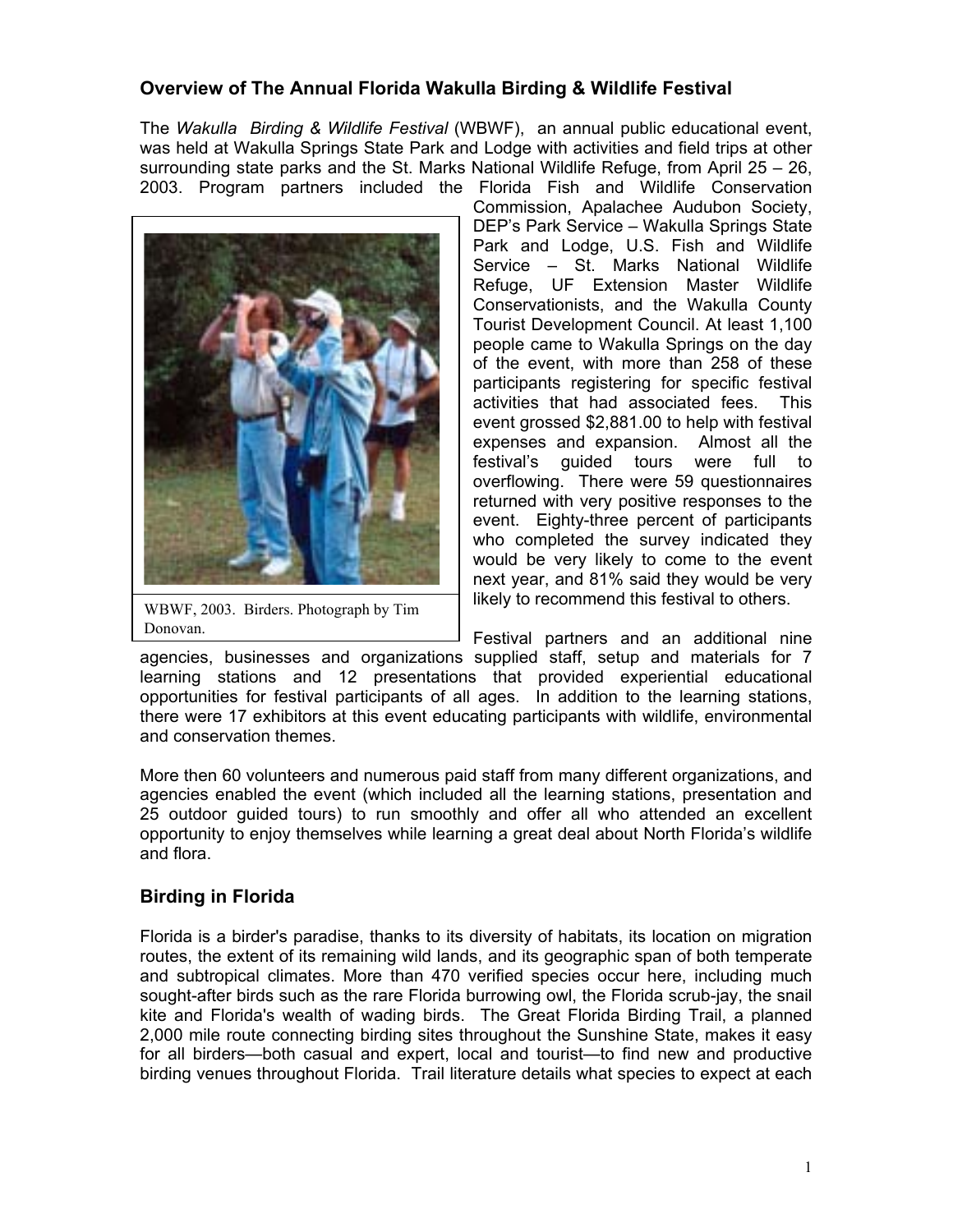## Overview of The Annual Florida Wakulla Birding & Wildlife Festival

The *Wakulla Birding & Wildlife Festival* (WBWF), an annual public educational event, was held at Wakulla Springs State Park and Lodge with activities and field trips at other surrounding state parks and the St. Marks National Wildlife Refuge, from April 25 – 26, 2003. Program partners included the Florida Fish and Wildlife Conservation Commission, Apalachee Audubon Society, DEP's Park Service – Wakulla Springs State Park and Lodge, U.S. Fish and Wildlife Service – St. Marks National Wildlife Refuge, UF Extension Master Wildlife Conservationists, and the Wakulla County Tourist Development Council. At least 1,100 people came to Wakulla Springs on the day of the event, with more than 258 of these participants registering for specific festival activities that had associated fees. This event grossed $2,881.00 to help with festival expenses and expansion. Almost all the festival's guided tours were full to overflowing. There were 59 questionnaires returned with very positive responses to the event. Eighty-three percent of participants who completed the survey indicated they would be very likely to come to the event next year, and 81% said they would be very likely to recommend this festival to others.

WBWF, 2003. Birders. Photograph by Tim Donovan.

Festival partners and an additional nine agencies, businesses and organizations supplied staff, setup and materials for 7 learning stations and 12 presentations that provided experiential educational opportunities for festival participants of all ages. In addition to the learning stations, there were 17 exhibitors at this event educating participants with wildlife, environmental and conservation themes.

More then 60 volunteers and numerous paid staff from many different organizations, and agencies enabled the event (which included all the learning stations, presentation and 25 outdoor guided tours) to run smoothly and offer all who attended an excellent opportunity to enjoy themselves while learning a great deal about North Florida's wildlife and flora.

## Birding in Florida

Florida is a birder's paradise, thanks to its diversity of habitats, its location on migration routes, the extent of its remaining wild lands, and its geographic span of both temperate and subtropical climates. More than 470 verified species occur here, including much sought-after birds such as the rare Florida burrowing owl, the Florida scrub-jay, the snail kite and Florida's wealth of wading birds. The Great Florida Birding Trail, a planned 2,000 mile route connecting birding sites throughout the Sunshine State, makes it easy for all birders—both casual and expert, local and tourist—to find new and productive birding venues throughout Florida. Trail literature details what species to expect at each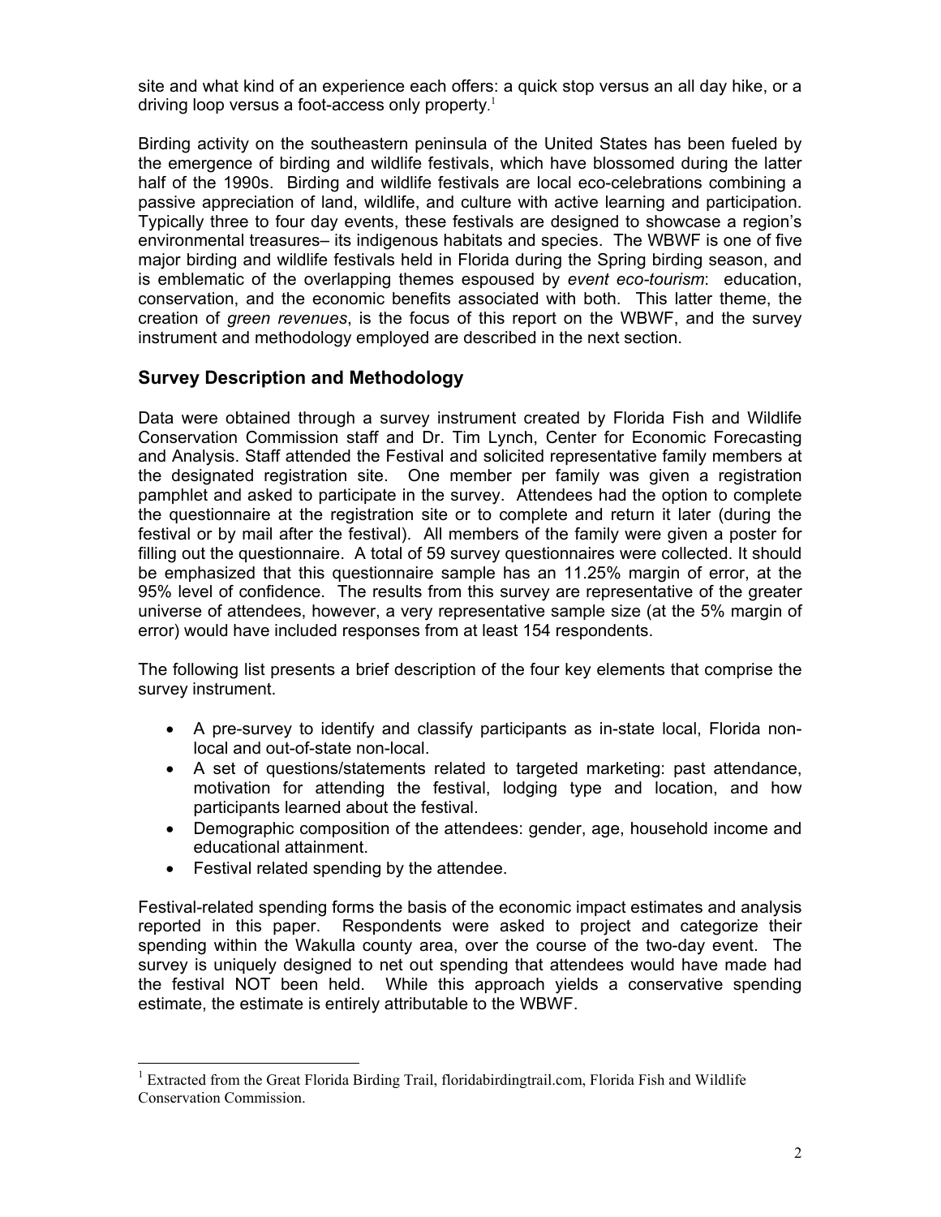site and what kind of an experience each offers: a quick stop versus an all day hike, or a driving loop versus a foot-access only property.[1]

Birding activity on the southeastern peninsula of the United States has been fueled by the emergence of birding and wildlife festivals, which have blossomed during the latter half of the 1990s. Birding and wildlife festivals are local eco-celebrations combining a passive appreciation of land, wildlife, and culture with active learning and participation. Typically three to four day events, these festivals are designed to showcase a region's environmental treasures– its indigenous habitats and species. The WBWF is one of five major birding and wildlife festivals held in Florida during the Spring birding season, and is emblematic of the overlapping themes espoused by *event eco-tourism*: education, conservation, and the economic benefits associated with both. This latter theme, the creation of *green revenues*, is the focus of this report on the WBWF, and the survey instrument and methodology employed are described in the next section.

## Survey Description and Methodology

Data were obtained through a survey instrument created by Florida Fish and Wildlife Conservation Commission staff and Dr. Tim Lynch, Center for Economic Forecasting and Analysis. Staff attended the Festival and solicited representative family members at the designated registration site. One member per family was given a registration pamphlet and asked to participate in the survey. Attendees had the option to complete the questionnaire at the registration site or to complete and return it later (during the festival or by mail after the festival). All members of the family were given a poster for filling out the questionnaire. A total of 59 survey questionnaires were collected. It should be emphasized that this questionnaire sample has an 11.25% margin of error, at the 95% level of confidence. The results from this survey are representative of the greater universe of attendees, however, a very representative sample size (at the 5% margin of error) would have included responses from at least 154 respondents.

The following list presents a brief description of the four key elements that comprise the survey instrument.

- A pre-survey to identify and classify participants as in-state local, Florida non-local and out-of-state non-local.
- A set of questions/statements related to targeted marketing: past attendance, motivation for attending the festival, lodging type and location, and how participants learned about the festival.
- Demographic composition of the attendees: gender, age, household income and educational attainment.
- Festival related spending by the attendee.

Festival-related spending forms the basis of the economic impact estimates and analysis reported in this paper. Respondents were asked to project and categorize their spending within the Wakulla county area, over the course of the two-day event. The survey is uniquely designed to net out spending that attendees would have made had the festival NOT been held. While this approach yields a conservative spending estimate, the estimate is entirely attributable to the WBWF.

[1] Extracted from the Great Florida Birding Trail, floridabirdingtrail.com, Florida Fish and Wildlife Conservation Commission.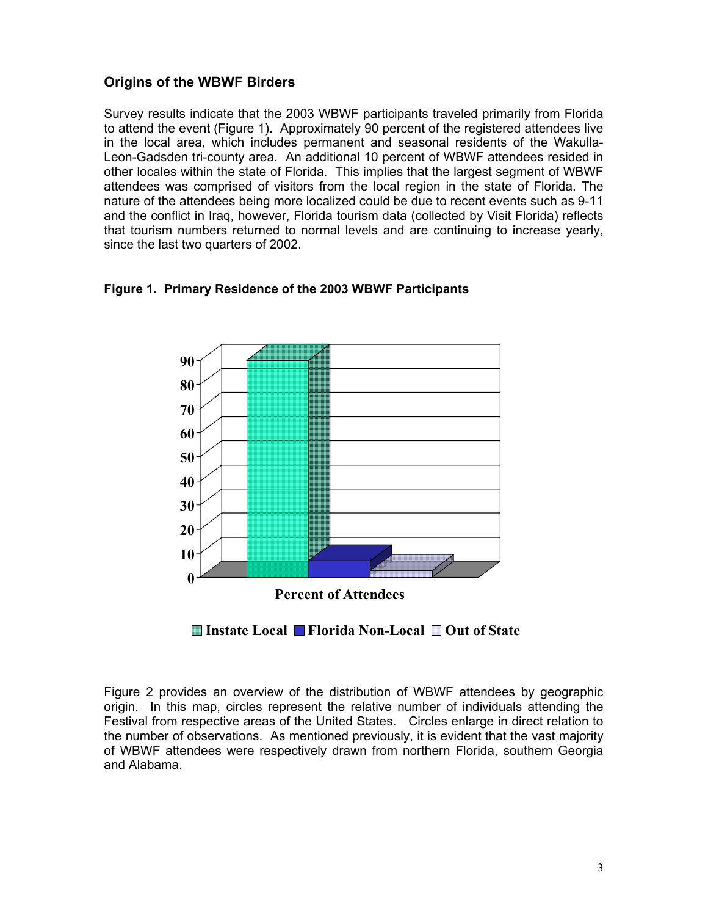### Origins of the WBWF Birders

Survey results indicate that the 2003 WBWF participants traveled primarily from Florida to attend the event (Figure 1). Approximately 90 percent of the registered attendees live in the local area, which includes permanent and seasonal residents of the Wakulla-Leon-Gadsden tri-county area. An additional 10 percent of WBWF attendees resided in other locales within the state of Florida. This implies that the largest segment of WBWF attendees was comprised of visitors from the local region in the state of Florida. The nature of the attendees being more localized could be due to recent events such as 9-11 and the conflict in Iraq, however, Florida tourism data (collected by Visit Florida) reflects that tourism numbers returned to normal levels and are continuing to increase yearly, since the last two quarters of 2002.

**Figure 1. Primary Residence of the 2003 WBWF Participants**

90
80
70
60
50
40
30
20
10
0

Percent of Attendees

Instate Local  Florida Non-Local  Out of State

Figure 2 provides an overview of the distribution of WBWF attendees by geographic origin. In this map, circles represent the relative number of individuals attending the Festival from respective areas of the United States. Circles enlarge in direct relation to the number of observations. As mentioned previously, it is evident that the vast majority of WBWF attendees were respectively drawn from northern Florida, southern Georgia and Alabama.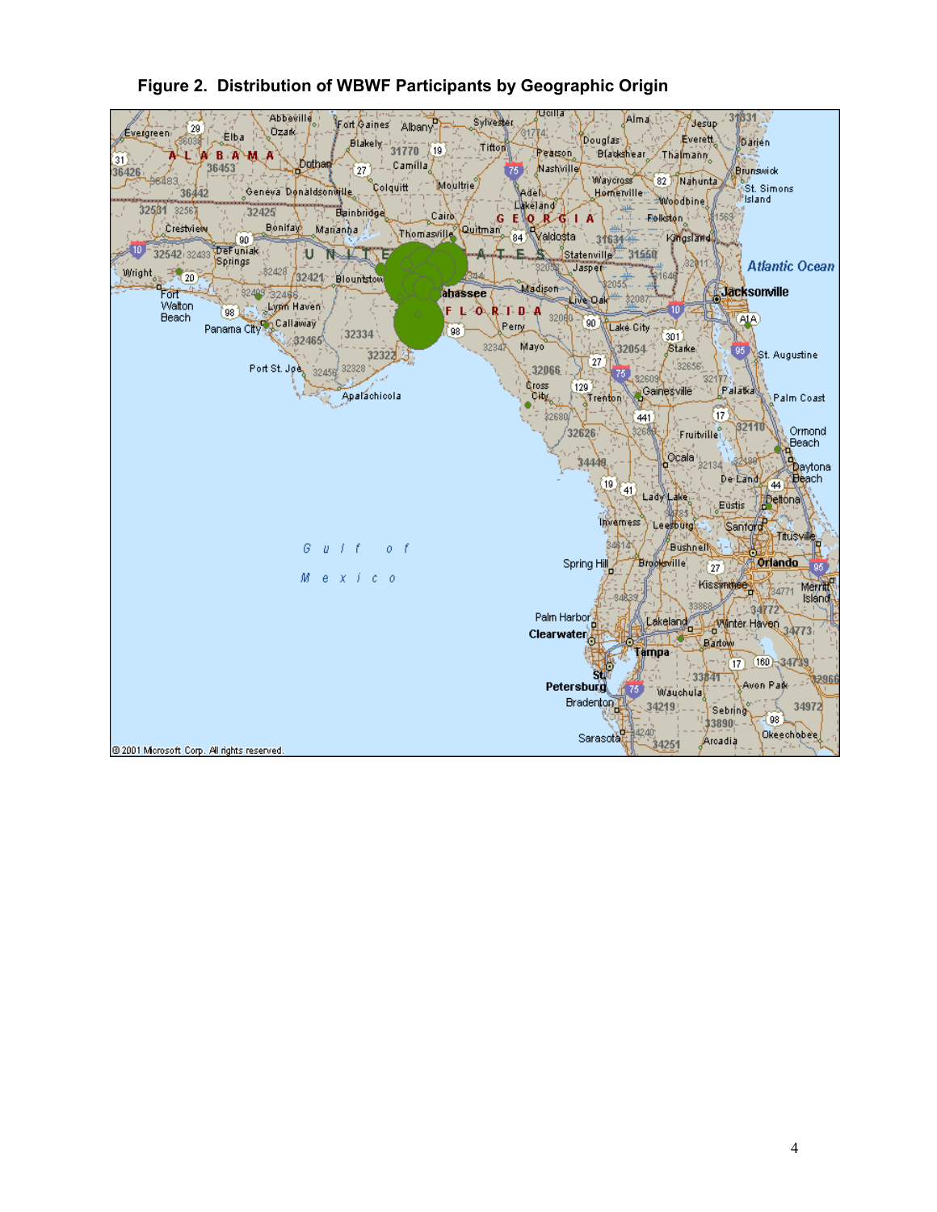**Figure 2. Distribution of WBWF Participants by Geographic Origin**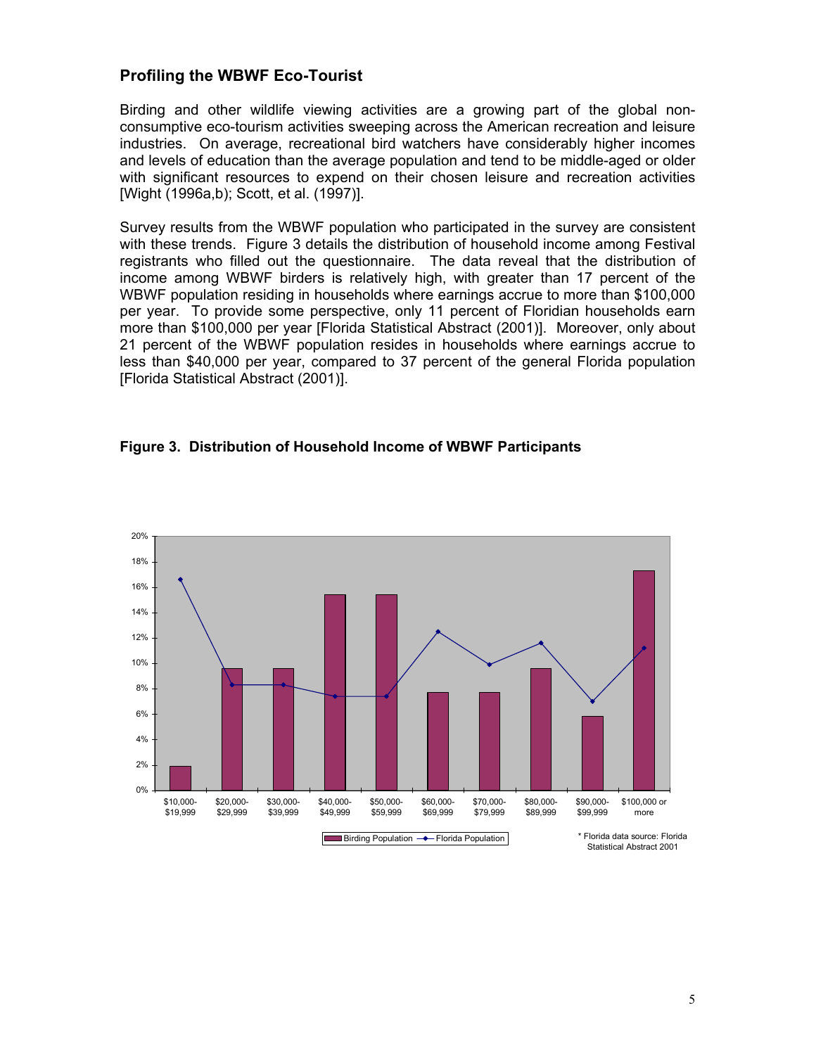### Profiling the WBWF Eco-Tourist

Birding and other wildlife viewing activities are a growing part of the global non-consumptive eco-tourism activities sweeping across the American recreation and leisure industries. On average, recreational bird watchers have considerably higher incomes and levels of education than the average population and tend to be middle-aged or older with significant resources to expend on their chosen leisure and recreation activities [Wight (1996a,b); Scott, et al. (1997)].

Survey results from the WBWF population who participated in the survey are consistent with these trends. Figure 3 details the distribution of household income among Festival registrants who filled out the questionnaire. The data reveal that the distribution of income among WBWF birders is relatively high, with greater than 17 percent of the WBWF population residing in households where earnings accrue to more than $100,000 per year. To provide some perspective, only 11 percent of Floridian households earn more than $100,000 per year [Florida Statistical Abstract (2001)]. Moreover, only about 21 percent of the WBWF population resides in households where earnings accrue to less than $40,000 per year, compared to 37 percent of the general Florida population [Florida Statistical Abstract (2001)].

**Figure 3. Distribution of Household Income of WBWF Participants**

20%
18%
16%
14%
12%
10%
8%
6%
4%
2%
0%

$10,000-$19,999
$20,000-$29,999
$30,000-$39,999
$40,000-$49,999
$50,000-$59,999
$60,000-$69,999
$70,000-$79,999
$80,000-$89,999
$90,000-$99,999
$100,000 or more

Birding Population
Florida Population

\* Florida data source: Florida Statistical Abstract 2001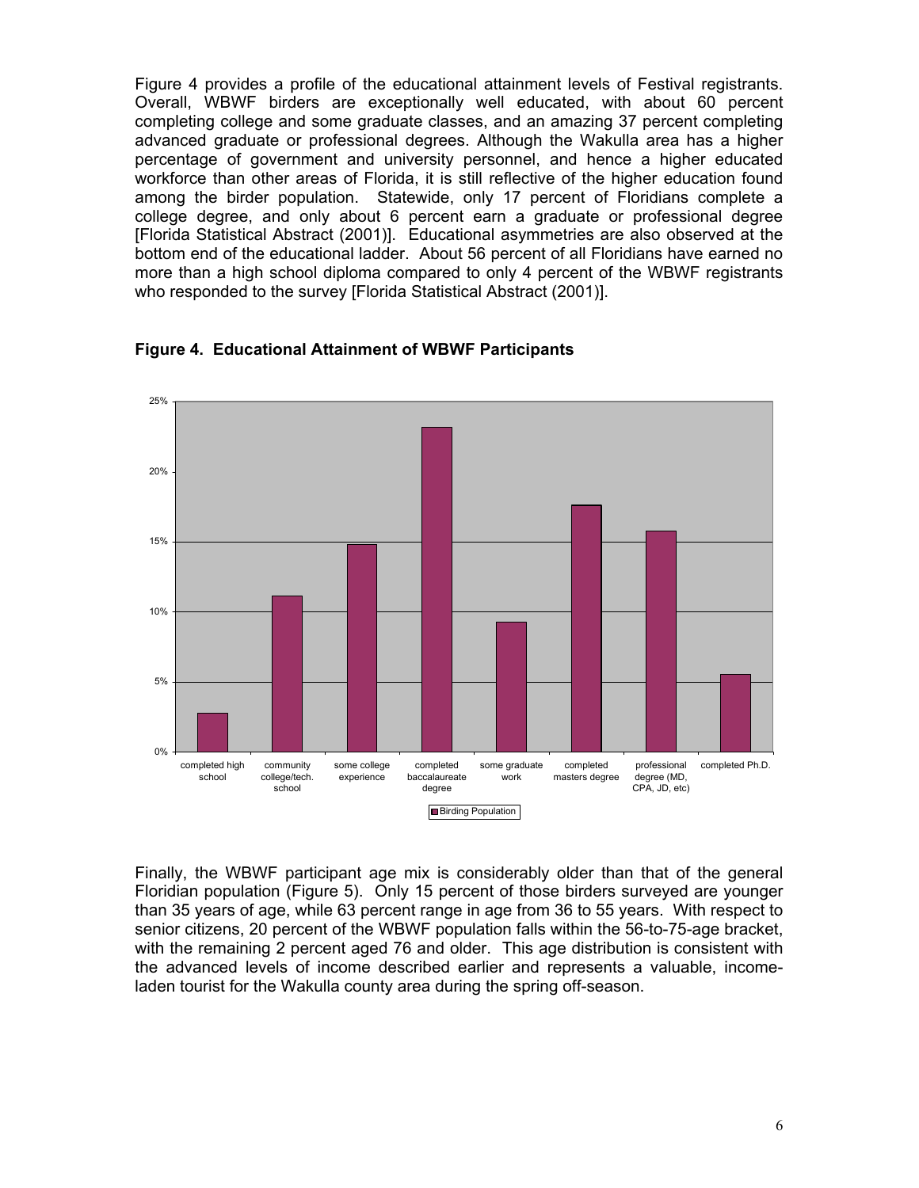Figure 4 provides a profile of the educational attainment levels of Festival registrants. Overall, WBWF birders are exceptionally well educated, with about 60 percent completing college and some graduate classes, and an amazing 37 percent completing advanced graduate or professional degrees. Although the Wakulla area has a higher percentage of government and university personnel, and hence a higher educated workforce than other areas of Florida, it is still reflective of the higher education found among the birder population. Statewide, only 17 percent of Floridians complete a college degree, and only about 6 percent earn a graduate or professional degree [Florida Statistical Abstract (2001)]. Educational asymmetries are also observed at the bottom end of the educational ladder. About 56 percent of all Floridians have earned no more than a high school diploma compared to only 4 percent of the WBWF registrants who responded to the survey [Florida Statistical Abstract (2001)].

**Figure 4. Educational Attainment of WBWF Participants**

25%
20%
15%
10%
5%
0%

completed high school
community college/tech. school
some college experience
completed baccalaureate degree
some graduate work
completed masters degree
professional degree (MD, CPA, JD, etc)
completed Ph.D.

Birding Population

Finally, the WBWF participant age mix is considerably older than that of the general Floridian population (Figure 5). Only 15 percent of those birders surveyed are younger than 35 years of age, while 63 percent range in age from 36 to 55 years. With respect to senior citizens, 20 percent of the WBWF population falls within the 56-to-75-age bracket, with the remaining 2 percent aged 76 and older. This age distribution is consistent with the advanced levels of income described earlier and represents a valuable, income-laden tourist for the Wakulla county area during the spring off-season.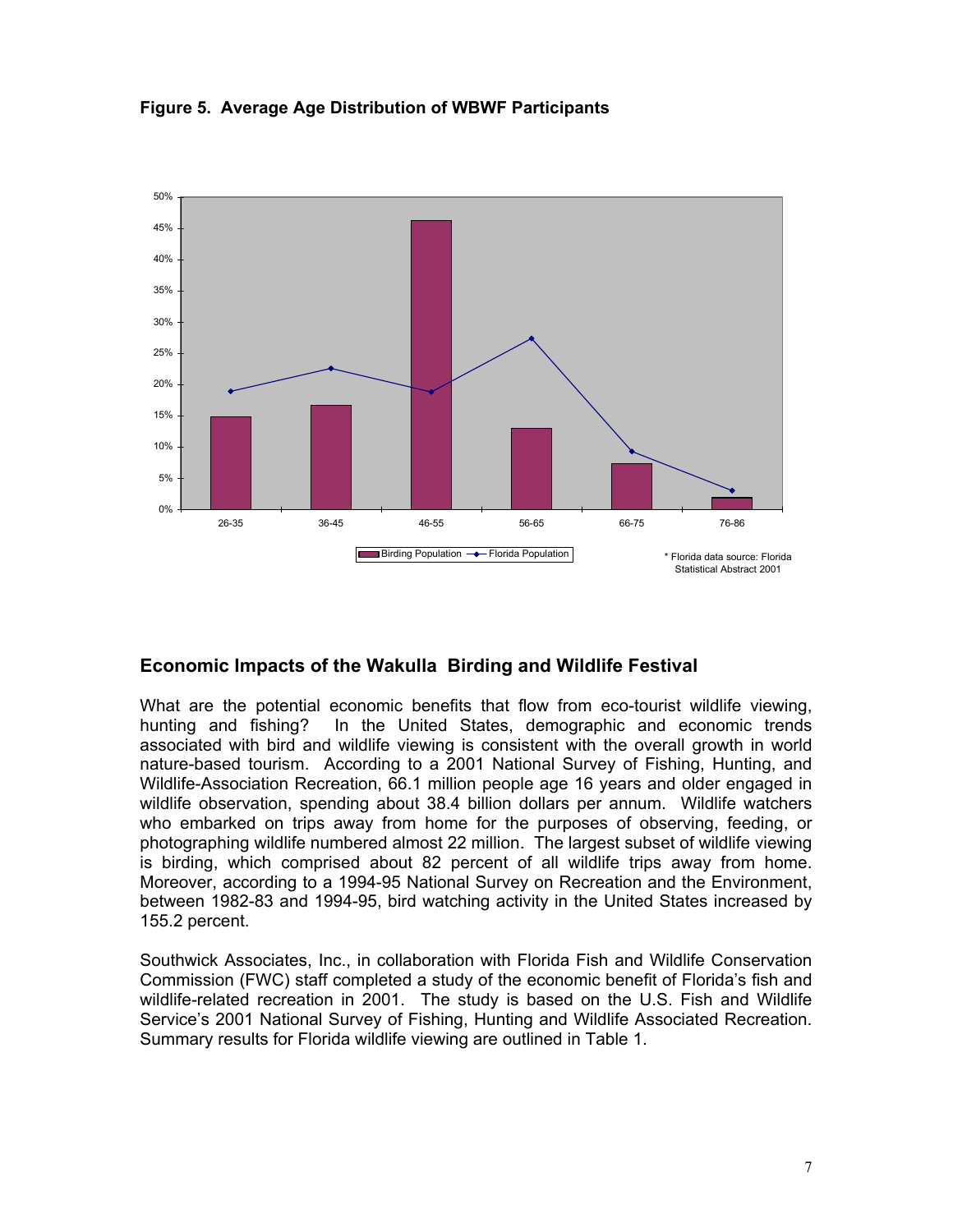**Figure 5. Average Age Distribution of WBWF Participants**

50%
45%
40%
35%
30%
25%
20%
15%
10%
5%
0%

26-35
36-45
46-55
56-65
66-75
76-86

Birding Population — Florida Population

\* Florida data source: Florida Statistical Abstract 2001

## Economic Impacts of the Wakulla Birding and Wildlife Festival

What are the potential economic benefits that flow from eco-tourist wildlife viewing, hunting and fishing? In the United States, demographic and economic trends associated with bird and wildlife viewing is consistent with the overall growth in world nature-based tourism. According to a 2001 National Survey of Fishing, Hunting, and Wildlife-Association Recreation, 66.1 million people age 16 years and older engaged in wildlife observation, spending about 38.4 billion dollars per annum. Wildlife watchers who embarked on trips away from home for the purposes of observing, feeding, or photographing wildlife numbered almost 22 million. The largest subset of wildlife viewing is birding, which comprised about 82 percent of all wildlife trips away from home. Moreover, according to a 1994-95 National Survey on Recreation and the Environment, between 1982-83 and 1994-95, bird watching activity in the United States increased by 155.2 percent.

Southwick Associates, Inc., in collaboration with Florida Fish and Wildlife Conservation Commission (FWC) staff completed a study of the economic benefit of Florida's fish and wildlife-related recreation in 2001. The study is based on the U.S. Fish and Wildlife Service's 2001 National Survey of Fishing, Hunting and Wildlife Associated Recreation. Summary results for Florida wildlife viewing are outlined in Table 1.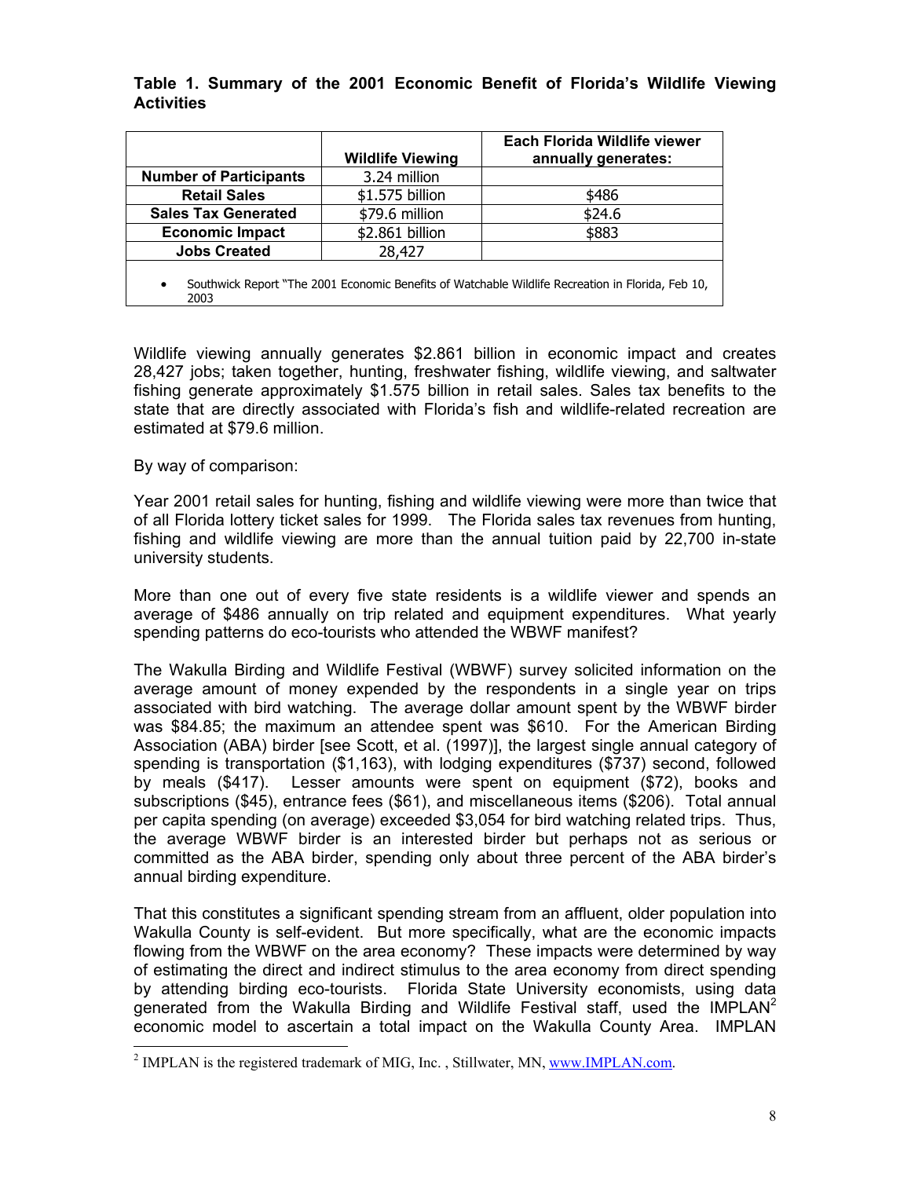**Table 1. Summary of the 2001 Economic Benefit of Florida's Wildlife Viewing Activities**

| | Wildlife Viewing | Each Florida Wildlife viewer annually generates: |
|---|---|---|
| **Number of Participants** | 3.24 million | |
| **Retail Sales** | $1.575 billion | $486 |
| **Sales Tax Generated** | $79.6 million | $24.6 |
| **Economic Impact** | $2.861 billion | $883 |
| **Jobs Created** | 28,427 | |

- Southwick Report "The 2001 Economic Benefits of Watchable Wildlife Recreation in Florida, Feb 10, 2003

Wildlife viewing annually generates $2.861 billion in economic impact and creates 28,427 jobs; taken together, hunting, freshwater fishing, wildlife viewing, and saltwater fishing generate approximately $1.575 billion in retail sales. Sales tax benefits to the state that are directly associated with Florida's fish and wildlife-related recreation are estimated at $79.6 million.

By way of comparison:

Year 2001 retail sales for hunting, fishing and wildlife viewing were more than twice that of all Florida lottery ticket sales for 1999. The Florida sales tax revenues from hunting, fishing and wildlife viewing are more than the annual tuition paid by 22,700 in-state university students.

More than one out of every five state residents is a wildlife viewer and spends an average of $486 annually on trip related and equipment expenditures. What yearly spending patterns do eco-tourists who attended the WBWF manifest?

The Wakulla Birding and Wildlife Festival (WBWF) survey solicited information on the average amount of money expended by the respondents in a single year on trips associated with bird watching. The average dollar amount spent by the WBWF birder was $84.85; the maximum an attendee spent was $610. For the American Birding Association (ABA) birder [see Scott, et al. (1997)], the largest single annual category of spending is transportation ($1,163), with lodging expenditures ($737) second, followed by meals ($417). Lesser amounts were spent on equipment ($72), books and subscriptions ($45), entrance fees ($61), and miscellaneous items ($206). Total annual per capita spending (on average) exceeded $3,054 for bird watching related trips. Thus, the average WBWF birder is an interested birder but perhaps not as serious or committed as the ABA birder, spending only about three percent of the ABA birder's annual birding expenditure.

That this constitutes a significant spending stream from an affluent, older population into Wakulla County is self-evident. But more specifically, what are the economic impacts flowing from the WBWF on the area economy? These impacts were determined by way of estimating the direct and indirect stimulus to the area economy from direct spending by attending birding eco-tourists. Florida State University economists, using data generated from the Wakulla Birding and Wildlife Festival staff, used the IMPLAN[2] economic model to ascertain a total impact on the Wakulla County Area. IMPLAN

[2] IMPLAN is the registered trademark of MIG, Inc. , Stillwater, MN, www.IMPLAN.com.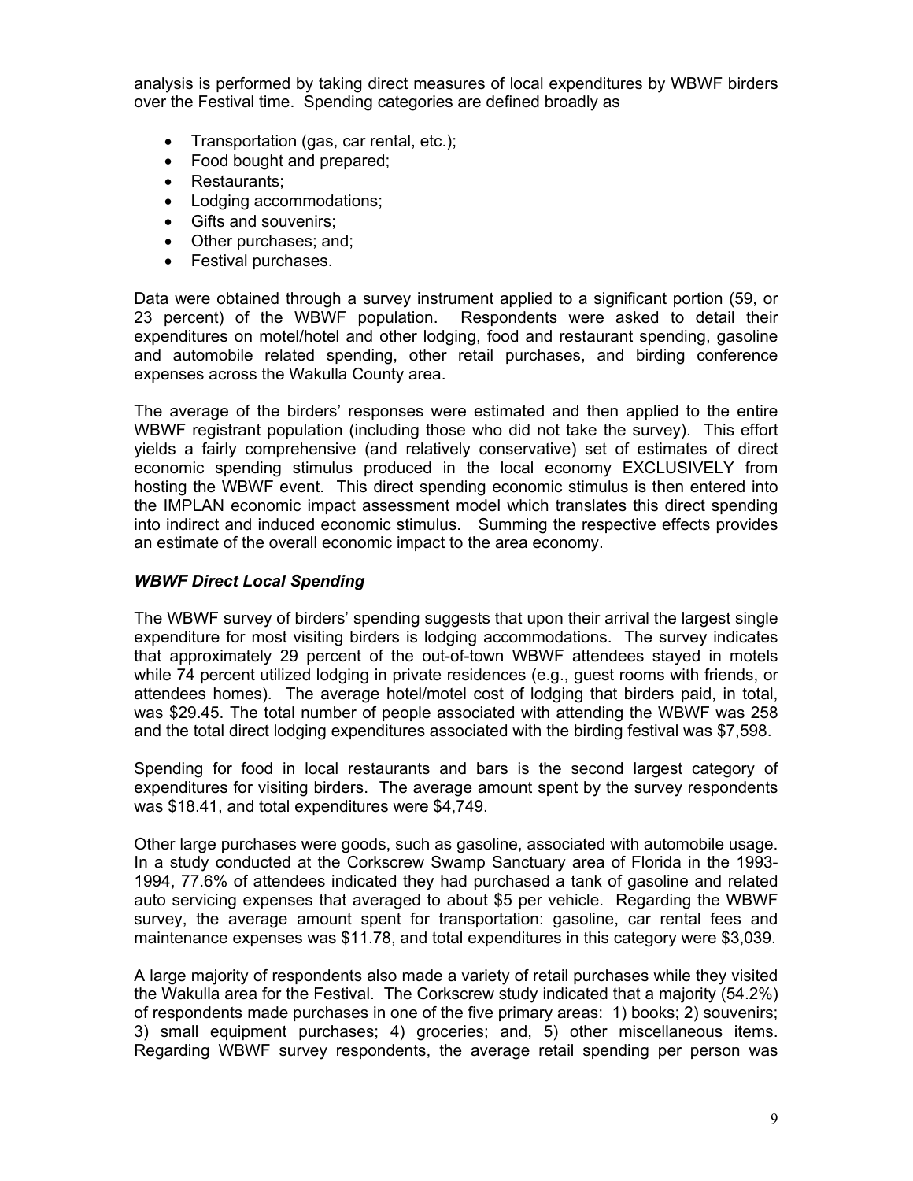analysis is performed by taking direct measures of local expenditures by WBWF birders over the Festival time. Spending categories are defined broadly as

- Transportation (gas, car rental, etc.);
- Food bought and prepared;
- Restaurants;
- Lodging accommodations;
- Gifts and souvenirs;
- Other purchases; and;
- Festival purchases.

Data were obtained through a survey instrument applied to a significant portion (59, or 23 percent) of the WBWF population. Respondents were asked to detail their expenditures on motel/hotel and other lodging, food and restaurant spending, gasoline and automobile related spending, other retail purchases, and birding conference expenses across the Wakulla County area.

The average of the birders' responses were estimated and then applied to the entire WBWF registrant population (including those who did not take the survey). This effort yields a fairly comprehensive (and relatively conservative) set of estimates of direct economic spending stimulus produced in the local economy EXCLUSIVELY from hosting the WBWF event. This direct spending economic stimulus is then entered into the IMPLAN economic impact assessment model which translates this direct spending into indirect and induced economic stimulus. Summing the respective effects provides an estimate of the overall economic impact to the area economy.

### *WBWF Direct Local Spending*

The WBWF survey of birders' spending suggests that upon their arrival the largest single expenditure for most visiting birders is lodging accommodations. The survey indicates that approximately 29 percent of the out-of-town WBWF attendees stayed in motels while 74 percent utilized lodging in private residences (e.g., guest rooms with friends, or attendees homes). The average hotel/motel cost of lodging that birders paid, in total, was $29.45. The total number of people associated with attending the WBWF was 258 and the total direct lodging expenditures associated with the birding festival was $7,598.

Spending for food in local restaurants and bars is the second largest category of expenditures for visiting birders. The average amount spent by the survey respondents was $18.41, and total expenditures were $4,749.

Other large purchases were goods, such as gasoline, associated with automobile usage. In a study conducted at the Corkscrew Swamp Sanctuary area of Florida in the 1993-1994, 77.6% of attendees indicated they had purchased a tank of gasoline and related auto servicing expenses that averaged to about $5 per vehicle. Regarding the WBWF survey, the average amount spent for transportation: gasoline, car rental fees and maintenance expenses was $11.78, and total expenditures in this category were $3,039.

A large majority of respondents also made a variety of retail purchases while they visited the Wakulla area for the Festival. The Corkscrew study indicated that a majority (54.2%) of respondents made purchases in one of the five primary areas: 1) books; 2) souvenirs; 3) small equipment purchases; 4) groceries; and, 5) other miscellaneous items. Regarding WBWF survey respondents, the average retail spending per person was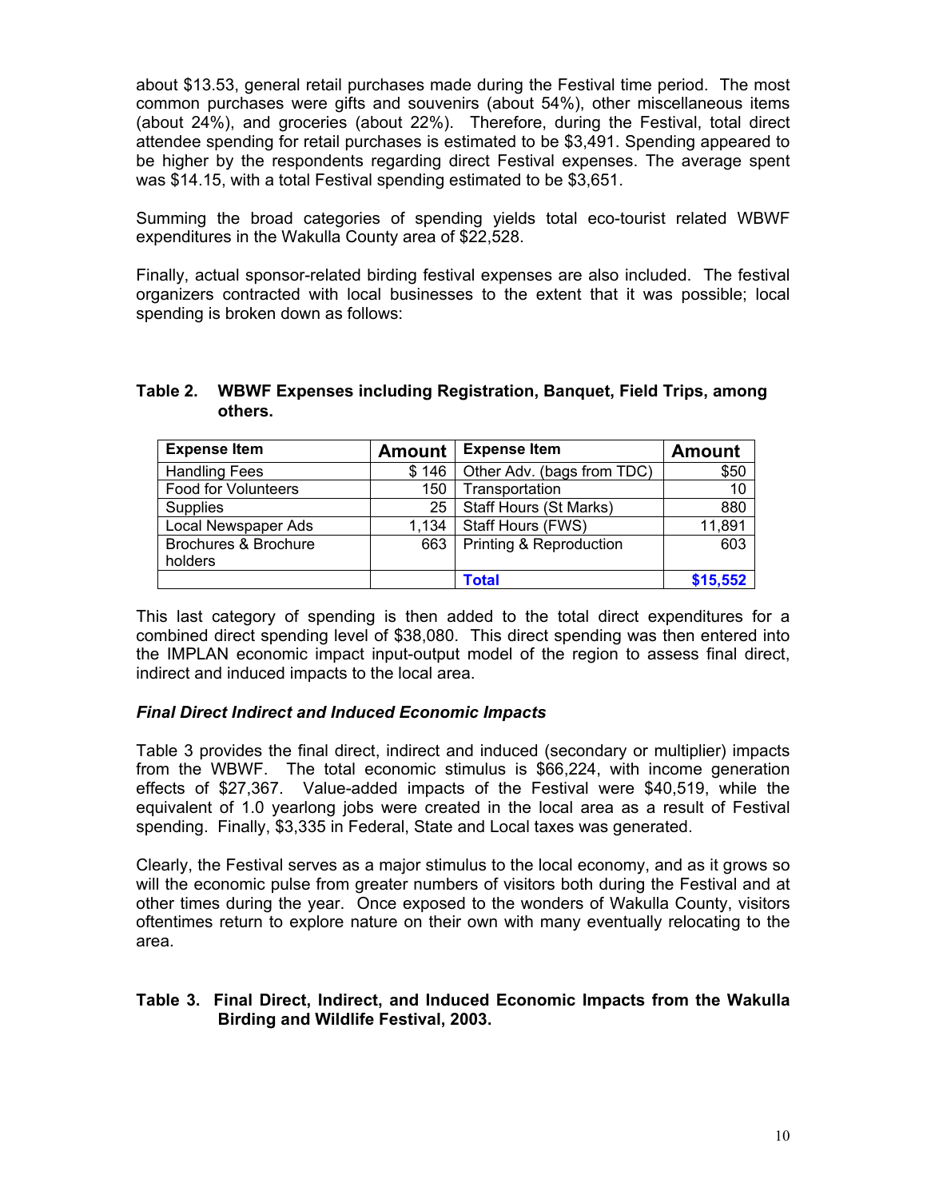about $13.53, general retail purchases made during the Festival time period. The most common purchases were gifts and souvenirs (about 54%), other miscellaneous items (about 24%), and groceries (about 22%). Therefore, during the Festival, total direct attendee spending for retail purchases is estimated to be $3,491. Spending appeared to be higher by the respondents regarding direct Festival expenses. The average spent was $14.15, with a total Festival spending estimated to be $3,651.

Summing the broad categories of spending yields total eco-tourist related WBWF expenditures in the Wakulla County area of $22,528.

Finally, actual sponsor-related birding festival expenses are also included. The festival organizers contracted with local businesses to the extent that it was possible; local spending is broken down as follows:

**Table 2. WBWF Expenses including Registration, Banquet, Field Trips, among others.**

| Expense Item | Amount | Expense Item | Amount |
|---|---|---|---|
| Handling Fees | $ 146 | Other Adv. (bags from TDC) | $50 |
| Food for Volunteers | 150 | Transportation | 10 |
| Supplies | 25 | Staff Hours (St Marks) | 880 |
| Local Newspaper Ads | 1,134 | Staff Hours (FWS) | 11,891 |
| Brochures & Brochure holders | 663 | Printing & Reproduction | 603 |
| | | **Total** | **$15,552** |

This last category of spending is then added to the total direct expenditures for a combined direct spending level of $38,080. This direct spending was then entered into the IMPLAN economic impact input-output model of the region to assess final direct, indirect and induced impacts to the local area.

***Final Direct Indirect and Induced Economic Impacts***

Table 3 provides the final direct, indirect and induced (secondary or multiplier) impacts from the WBWF. The total economic stimulus is $66,224, with income generation effects of $27,367. Value-added impacts of the Festival were $40,519, while the equivalent of 1.0 yearlong jobs were created in the local area as a result of Festival spending. Finally, $3,335 in Federal, State and Local taxes was generated.

Clearly, the Festival serves as a major stimulus to the local economy, and as it grows so will the economic pulse from greater numbers of visitors both during the Festival and at other times during the year. Once exposed to the wonders of Wakulla County, visitors oftentimes return to explore nature on their own with many eventually relocating to the area.

**Table 3. Final Direct, Indirect, and Induced Economic Impacts from the Wakulla Birding and Wildlife Festival, 2003.**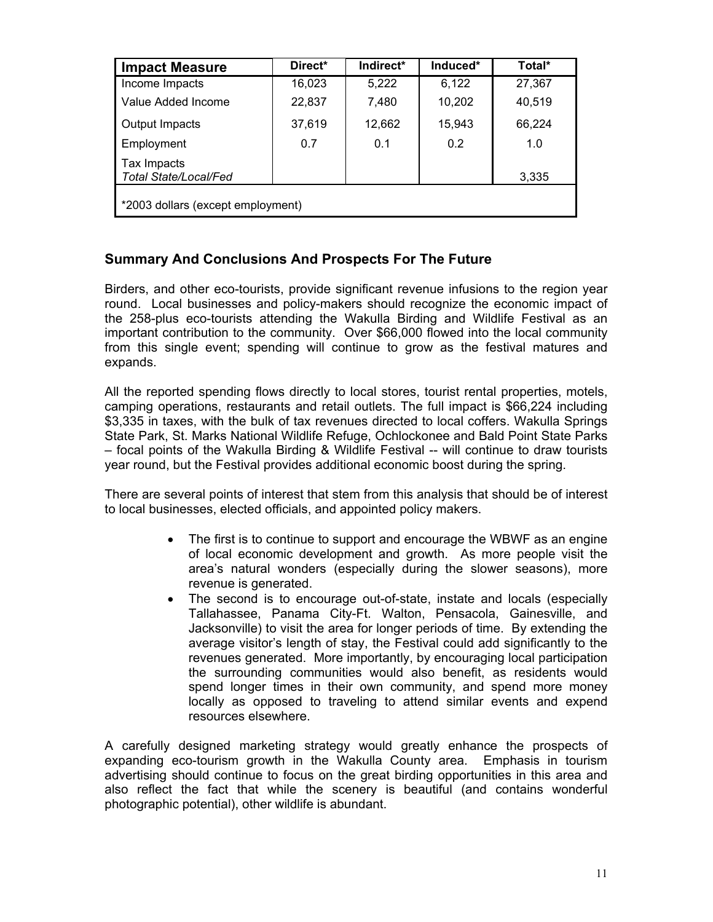| Impact Measure | Direct* | Indirect* | Induced* | Total* |
|---|---|---|---|---|
| Income Impacts | 16,023 | 5,222 | 6,122 | 27,367 |
| Value Added Income | 22,837 | 7,480 | 10,202 | 40,519 |
| Output Impacts | 37,619 | 12,662 | 15,943 | 66,224 |
| Employment | 0.7 | 0.1 | 0.2 | 1.0 |
| Tax Impacts<br>*Total State/Local/Fed* | | | | 3,335 |
| *2003 dollars (except employment) | | | | |

## Summary And Conclusions And Prospects For The Future

Birders, and other eco-tourists, provide significant revenue infusions to the region year round. Local businesses and policy-makers should recognize the economic impact of the 258-plus eco-tourists attending the Wakulla Birding and Wildlife Festival as an important contribution to the community. Over $66,000 flowed into the local community from this single event; spending will continue to grow as the festival matures and expands.

All the reported spending flows directly to local stores, tourist rental properties, motels, camping operations, restaurants and retail outlets. The full impact is $66,224 including $3,335 in taxes, with the bulk of tax revenues directed to local coffers. Wakulla Springs State Park, St. Marks National Wildlife Refuge, Ochlockonee and Bald Point State Parks – focal points of the Wakulla Birding & Wildlife Festival -- will continue to draw tourists year round, but the Festival provides additional economic boost during the spring.

There are several points of interest that stem from this analysis that should be of interest to local businesses, elected officials, and appointed policy makers.

- The first is to continue to support and encourage the WBWF as an engine of local economic development and growth. As more people visit the area's natural wonders (especially during the slower seasons), more revenue is generated.
- The second is to encourage out-of-state, instate and locals (especially Tallahassee, Panama City-Ft. Walton, Pensacola, Gainesville, and Jacksonville) to visit the area for longer periods of time. By extending the average visitor's length of stay, the Festival could add significantly to the revenues generated. More importantly, by encouraging local participation the surrounding communities would also benefit, as residents would spend longer times in their own community, and spend more money locally as opposed to traveling to attend similar events and expend resources elsewhere.

A carefully designed marketing strategy would greatly enhance the prospects of expanding eco-tourism growth in the Wakulla County area. Emphasis in tourism advertising should continue to focus on the great birding opportunities in this area and also reflect the fact that while the scenery is beautiful (and contains wonderful photographic potential), other wildlife is abundant.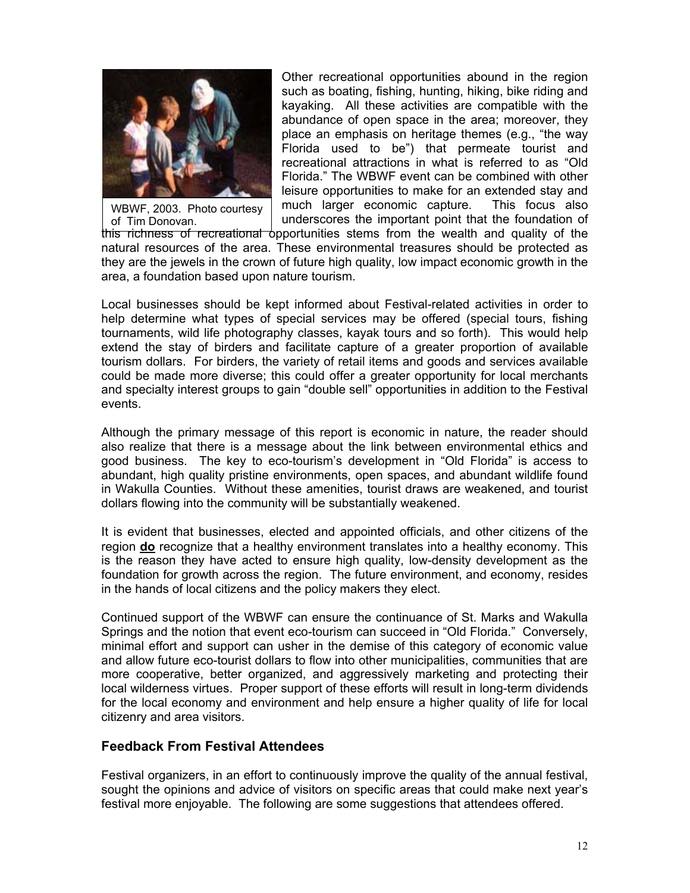WBWF, 2003. Photo courtesy of Tim Donovan.

Other recreational opportunities abound in the region such as boating, fishing, hunting, hiking, bike riding and kayaking. All these activities are compatible with the abundance of open space in the area; moreover, they place an emphasis on heritage themes (e.g., "the way Florida used to be") that permeate tourist and recreational attractions in what is referred to as "Old Florida." The WBWF event can be combined with other leisure opportunities to make for an extended stay and much larger economic capture. This focus also underscores the important point that the foundation of this richness of recreational opportunities stems from the wealth and quality of the natural resources of the area. These environmental treasures should be protected as they are the jewels in the crown of future high quality, low impact economic growth in the area, a foundation based upon nature tourism.

Local businesses should be kept informed about Festival-related activities in order to help determine what types of special services may be offered (special tours, fishing tournaments, wild life photography classes, kayak tours and so forth). This would help extend the stay of birders and facilitate capture of a greater proportion of available tourism dollars. For birders, the variety of retail items and goods and services available could be made more diverse; this could offer a greater opportunity for local merchants and specialty interest groups to gain "double sell" opportunities in addition to the Festival events.

Although the primary message of this report is economic in nature, the reader should also realize that there is a message about the link between environmental ethics and good business. The key to eco-tourism's development in "Old Florida" is access to abundant, high quality pristine environments, open spaces, and abundant wildlife found in Wakulla Counties. Without these amenities, tourist draws are weakened, and tourist dollars flowing into the community will be substantially weakened.

It is evident that businesses, elected and appointed officials, and other citizens of the region **do** recognize that a healthy environment translates into a healthy economy. This is the reason they have acted to ensure high quality, low-density development as the foundation for growth across the region. The future environment, and economy, resides in the hands of local citizens and the policy makers they elect.

Continued support of the WBWF can ensure the continuance of St. Marks and Wakulla Springs and the notion that event eco-tourism can succeed in "Old Florida." Conversely, minimal effort and support can usher in the demise of this category of economic value and allow future eco-tourist dollars to flow into other municipalities, communities that are more cooperative, better organized, and aggressively marketing and protecting their local wilderness virtues. Proper support of these efforts will result in long-term dividends for the local economy and environment and help ensure a higher quality of life for local citizenry and area visitors.

## Feedback From Festival Attendees

Festival organizers, in an effort to continuously improve the quality of the annual festival, sought the opinions and advice of visitors on specific areas that could make next year's festival more enjoyable. The following are some suggestions that attendees offered.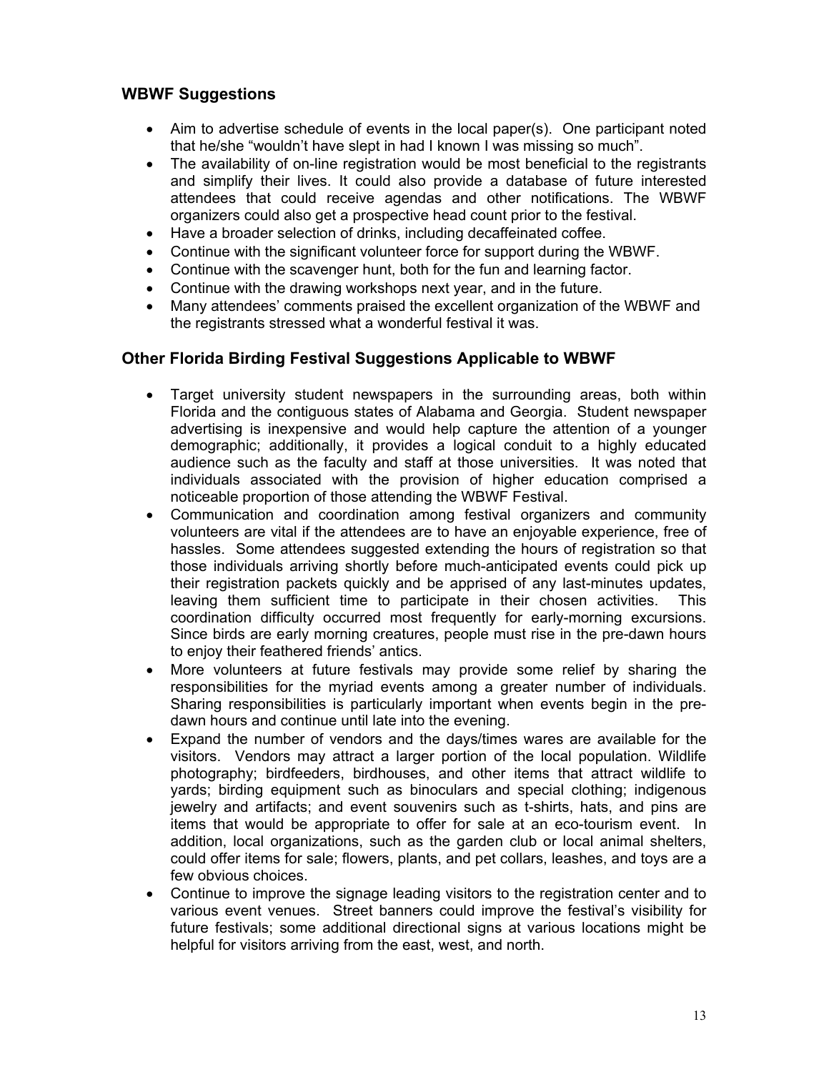## WBWF Suggestions

- Aim to advertise schedule of events in the local paper(s). One participant noted that he/she "wouldn't have slept in had I known I was missing so much".
- The availability of on-line registration would be most beneficial to the registrants and simplify their lives. It could also provide a database of future interested attendees that could receive agendas and other notifications. The WBWF organizers could also get a prospective head count prior to the festival.
- Have a broader selection of drinks, including decaffeinated coffee.
- Continue with the significant volunteer force for support during the WBWF.
- Continue with the scavenger hunt, both for the fun and learning factor.
- Continue with the drawing workshops next year, and in the future.
- Many attendees' comments praised the excellent organization of the WBWF and the registrants stressed what a wonderful festival it was.

## Other Florida Birding Festival Suggestions Applicable to WBWF

- Target university student newspapers in the surrounding areas, both within Florida and the contiguous states of Alabama and Georgia. Student newspaper advertising is inexpensive and would help capture the attention of a younger demographic; additionally, it provides a logical conduit to a highly educated audience such as the faculty and staff at those universities. It was noted that individuals associated with the provision of higher education comprised a noticeable proportion of those attending the WBWF Festival.
- Communication and coordination among festival organizers and community volunteers are vital if the attendees are to have an enjoyable experience, free of hassles. Some attendees suggested extending the hours of registration so that those individuals arriving shortly before much-anticipated events could pick up their registration packets quickly and be apprised of any last-minutes updates, leaving them sufficient time to participate in their chosen activities. This coordination difficulty occurred most frequently for early-morning excursions. Since birds are early morning creatures, people must rise in the pre-dawn hours to enjoy their feathered friends' antics.
- More volunteers at future festivals may provide some relief by sharing the responsibilities for the myriad events among a greater number of individuals. Sharing responsibilities is particularly important when events begin in the pre-dawn hours and continue until late into the evening.
- Expand the number of vendors and the days/times wares are available for the visitors. Vendors may attract a larger portion of the local population. Wildlife photography; birdfeeders, birdhouses, and other items that attract wildlife to yards; birding equipment such as binoculars and special clothing; indigenous jewelry and artifacts; and event souvenirs such as t-shirts, hats, and pins are items that would be appropriate to offer for sale at an eco-tourism event. In addition, local organizations, such as the garden club or local animal shelters, could offer items for sale; flowers, plants, and pet collars, leashes, and toys are a few obvious choices.
- Continue to improve the signage leading visitors to the registration center and to various event venues. Street banners could improve the festival's visibility for future festivals; some additional directional signs at various locations might be helpful for visitors arriving from the east, west, and north.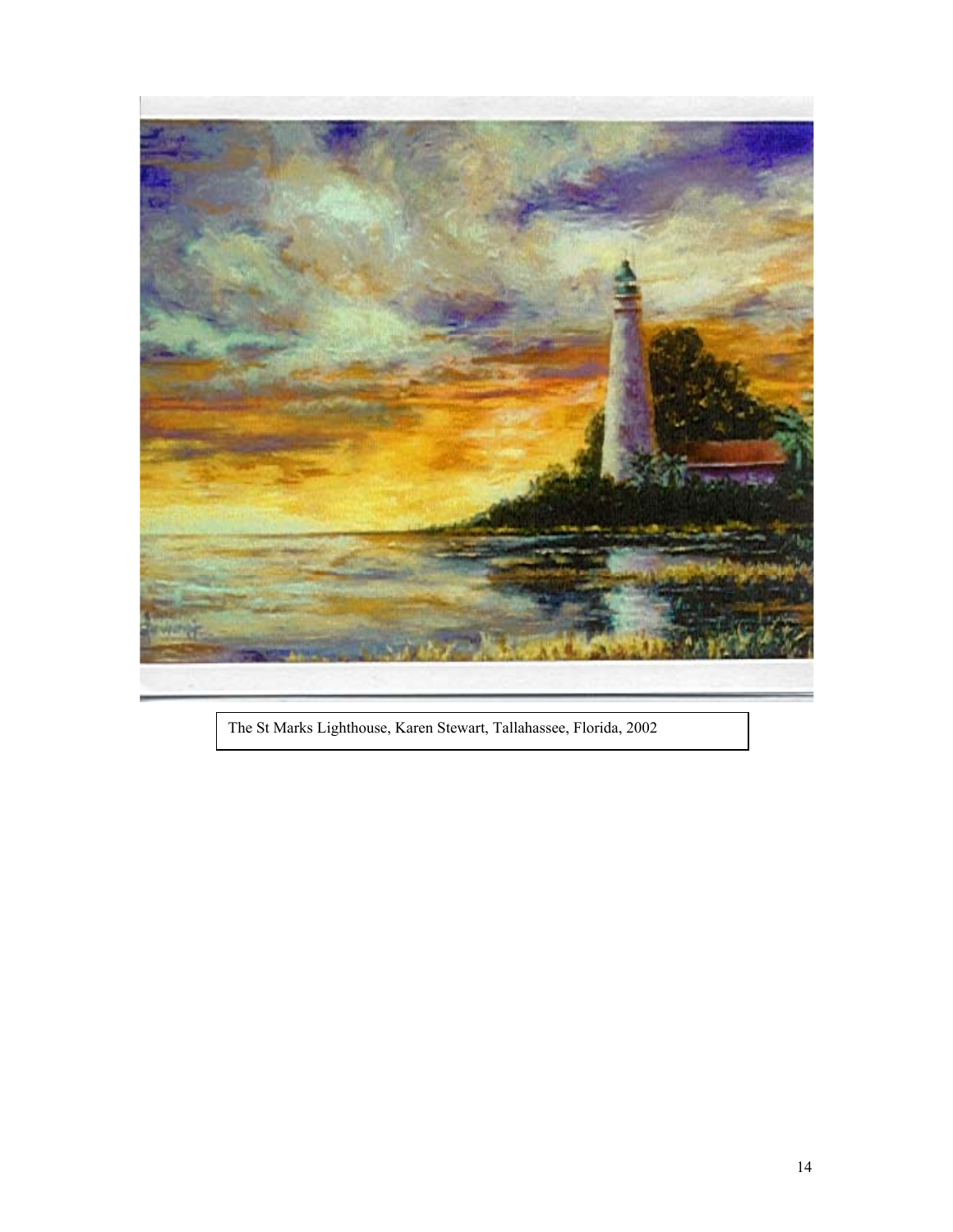The St Marks Lighthouse, Karen Stewart, Tallahassee, Florida, 2002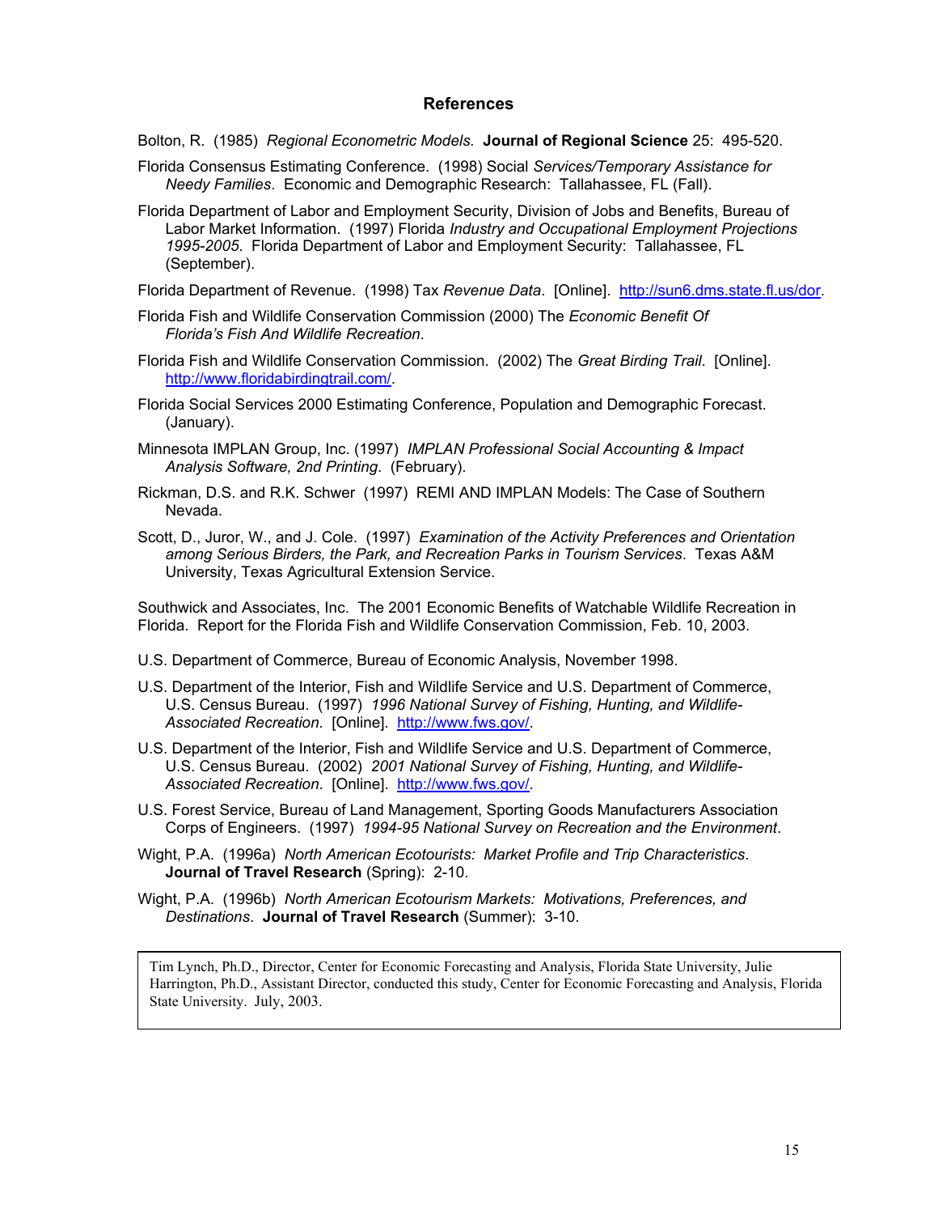## References

Bolton, R. (1985) *Regional Econometric Models.* **Journal of Regional Science** 25: 495-520.

Florida Consensus Estimating Conference. (1998) Social *Services/Temporary Assistance for Needy Families*. Economic and Demographic Research: Tallahassee, FL (Fall).

Florida Department of Labor and Employment Security, Division of Jobs and Benefits, Bureau of Labor Market Information. (1997) Florida *Industry and Occupational Employment Projections 1995-2005*. Florida Department of Labor and Employment Security: Tallahassee, FL (September).

Florida Department of Revenue. (1998) Tax *Revenue Data*. [Online]. http://sun6.dms.state.fl.us/dor.

Florida Fish and Wildlife Conservation Commission (2000) The *Economic Benefit Of Florida's Fish And Wildlife Recreation*.

Florida Fish and Wildlife Conservation Commission. (2002) The *Great Birding Trail*. [Online]. http://www.floridabirdingtrail.com/.

Florida Social Services 2000 Estimating Conference, Population and Demographic Forecast. (January).

Minnesota IMPLAN Group, Inc. (1997) *IMPLAN Professional Social Accounting & Impact Analysis Software, 2nd Printing*. (February).

Rickman, D.S. and R.K. Schwer (1997) REMI AND IMPLAN Models: The Case of Southern Nevada.

Scott, D., Juror, W., and J. Cole. (1997) *Examination of the Activity Preferences and Orientation among Serious Birders, the Park, and Recreation Parks in Tourism Services*. Texas A&M University, Texas Agricultural Extension Service.

Southwick and Associates, Inc. The 2001 Economic Benefits of Watchable Wildlife Recreation in Florida. Report for the Florida Fish and Wildlife Conservation Commission, Feb. 10, 2003.

U.S. Department of Commerce, Bureau of Economic Analysis, November 1998.

U.S. Department of the Interior, Fish and Wildlife Service and U.S. Department of Commerce, U.S. Census Bureau. (1997) *1996 National Survey of Fishing, Hunting, and Wildlife-Associated Recreation*. [Online]. http://www.fws.gov/.

U.S. Department of the Interior, Fish and Wildlife Service and U.S. Department of Commerce, U.S. Census Bureau. (2002) *2001 National Survey of Fishing, Hunting, and Wildlife-Associated Recreation*. [Online]. http://www.fws.gov/.

U.S. Forest Service, Bureau of Land Management, Sporting Goods Manufacturers Association Corps of Engineers. (1997) *1994-95 National Survey on Recreation and the Environment*.

Wight, P.A. (1996a) *North American Ecotourists: Market Profile and Trip Characteristics*. **Journal of Travel Research** (Spring): 2-10.

Wight, P.A. (1996b) *North American Ecotourism Markets: Motivations, Preferences, and Destinations*. **Journal of Travel Research** (Summer): 3-10.

Tim Lynch, Ph.D., Director, Center for Economic Forecasting and Analysis, Florida State University, Julie Harrington, Ph.D., Assistant Director, conducted this study, Center for Economic Forecasting and Analysis, Florida State University. July, 2003.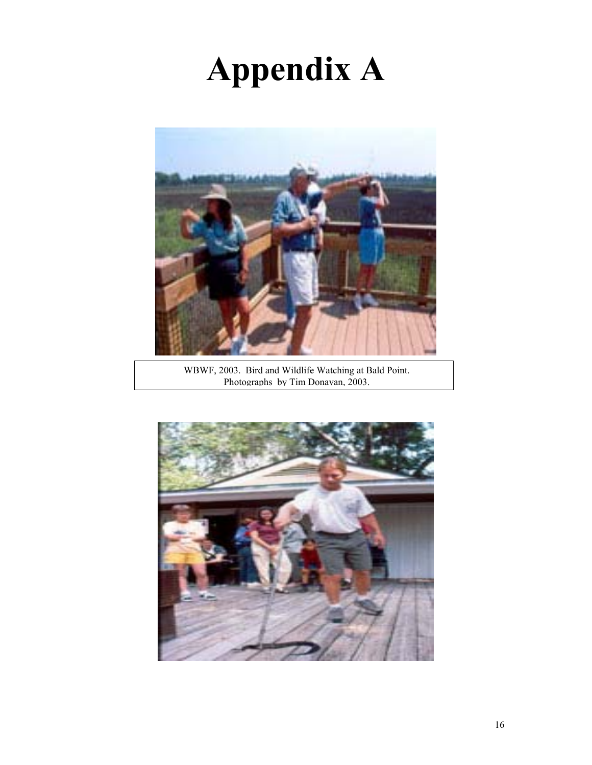# Appendix A

WBWF, 2003. Bird and Wildlife Watching at Bald Point.
Photographs by Tim Donavan, 2003.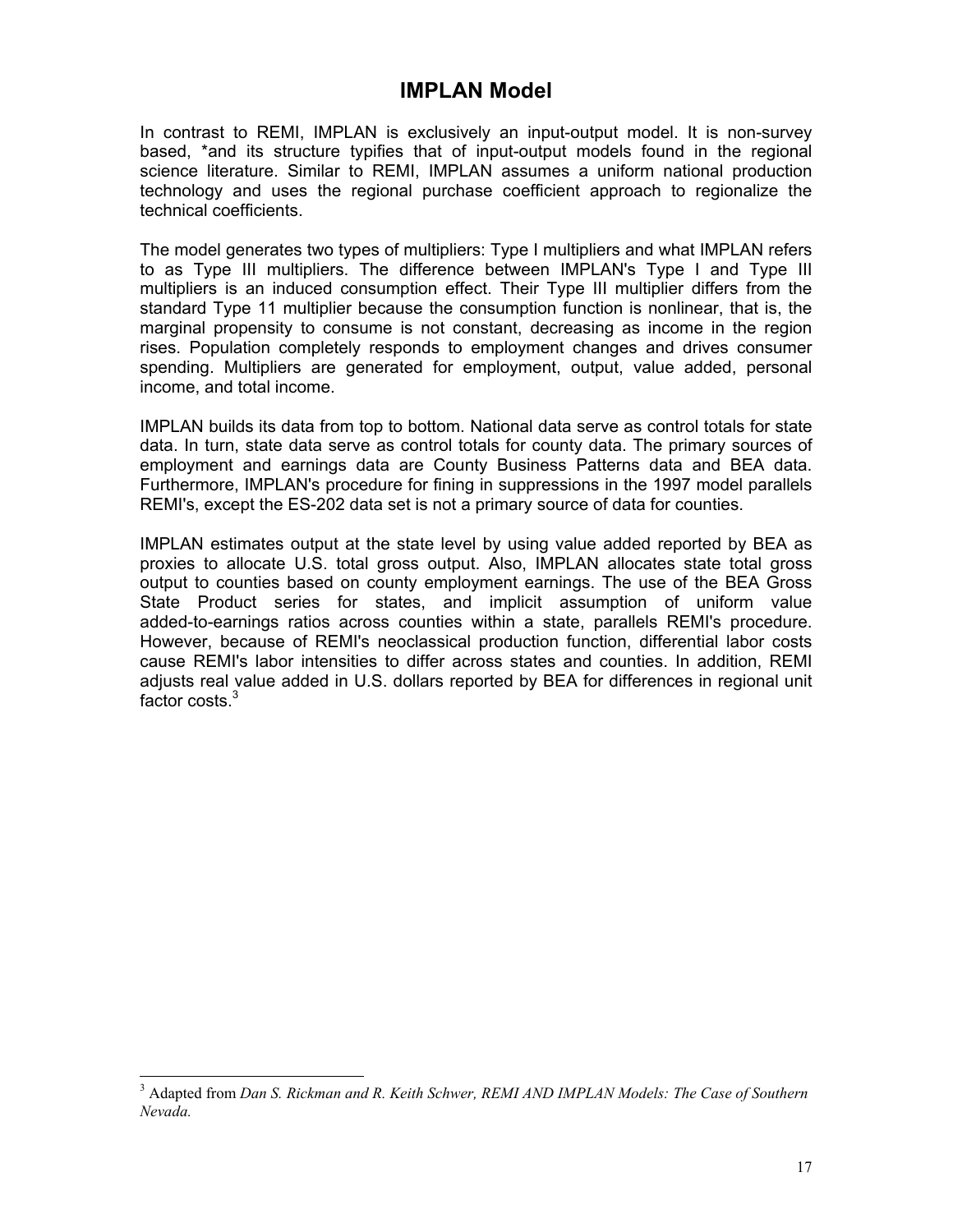# IMPLAN Model

In contrast to REMI, IMPLAN is exclusively an input-output model. It is non-survey based, *and its structure typifies that of input-output models found in the regional science literature. Similar to REMI, IMPLAN assumes a uniform national production technology and uses the regional purchase coefficient approach to regionalize the technical coefficients.

The model generates two types of multipliers: Type I multipliers and what IMPLAN refers to as Type III multipliers. The difference between IMPLAN's Type I and Type III multipliers is an induced consumption effect. Their Type III multiplier differs from the standard Type 11 multiplier because the consumption function is nonlinear, that is, the marginal propensity to consume is not constant, decreasing as income in the region rises. Population completely responds to employment changes and drives consumer spending. Multipliers are generated for employment, output, value added, personal income, and total income.

IMPLAN builds its data from top to bottom. National data serve as control totals for state data. In turn, state data serve as control totals for county data. The primary sources of employment and earnings data are County Business Patterns data and BEA data. Furthermore, IMPLAN's procedure for fining in suppressions in the 1997 model parallels REMI's, except the ES-202 data set is not a primary source of data for counties.

IMPLAN estimates output at the state level by using value added reported by BEA as proxies to allocate U.S. total gross output. Also, IMPLAN allocates state total gross output to counties based on county employment earnings. The use of the BEA Gross State Product series for states, and implicit assumption of uniform value added-to-earnings ratios across counties within a state, parallels REMI's procedure. However, because of REMI's neoclassical production function, differential labor costs cause REMI's labor intensities to differ across states and counties. In addition, REMI adjusts real value added in U.S. dollars reported by BEA for differences in regional unit factor costs.[3]

---

[3] Adapted from *Dan S. Rickman and R. Keith Schwer, REMI AND IMPLAN Models: The Case of Southern Nevada.*